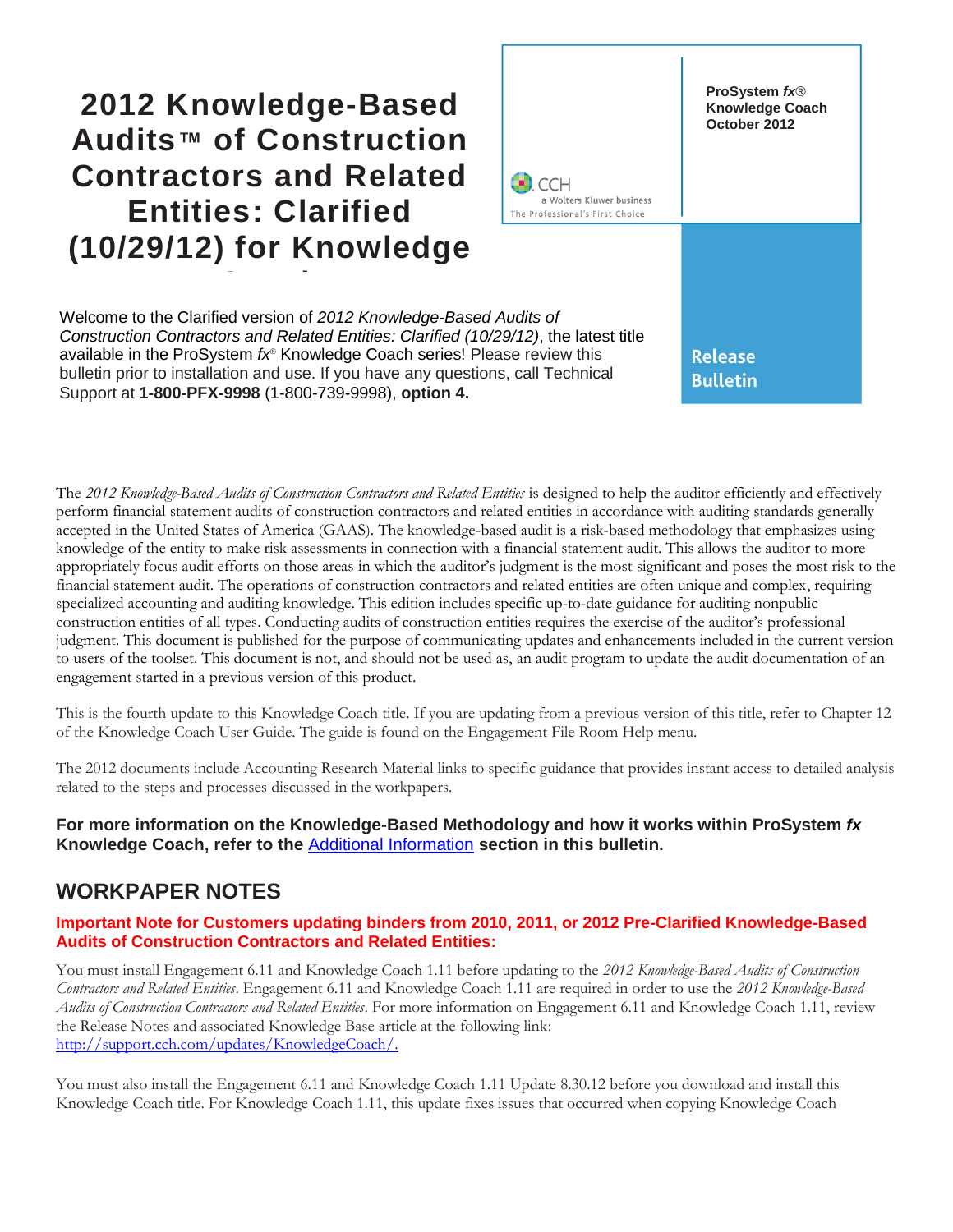# 2012 Knowledge-Based Audits™ of Construction Contractors and Related Entities: Clarified (10/29/12) for Knowledge

ProSystem *fx*® Knowledge Coach
October 2012

CCH
a Wolters Kluwer business
The Professional's First Choice

**Release Bulletin**

Welcome to the Clarified version of *2012 Knowledge-Based Audits of Construction Contractors and Related Entities: Clarified (10/29/12)*, the latest title available in the ProSystem *fx*® Knowledge Coach series! Please review this bulletin prior to installation and use. If you have any questions, call Technical Support at **1-800-PFX-9998** (1-800-739-9998), **option 4.**

The *2012 Knowledge-Based Audits of Construction Contractors and Related Entities* is designed to help the auditor efficiently and effectively perform financial statement audits of construction contractors and related entities in accordance with auditing standards generally accepted in the United States of America (GAAS). The knowledge-based audit is a risk-based methodology that emphasizes using knowledge of the entity to make risk assessments in connection with a financial statement audit. This allows the auditor to more appropriately focus audit efforts on those areas in which the auditor's judgment is the most significant and poses the most risk to the financial statement audit. The operations of construction contractors and related entities are often unique and complex, requiring specialized accounting and auditing knowledge. This edition includes specific up-to-date guidance for auditing nonpublic construction entities of all types. Conducting audits of construction entities requires the exercise of the auditor's professional judgment. This document is published for the purpose of communicating updates and enhancements included in the current version to users of the toolset. This document is not, and should not be used as, an audit program to update the audit documentation of an engagement started in a previous version of this product.

This is the fourth update to this Knowledge Coach title. If you are updating from a previous version of this title, refer to Chapter 12 of the Knowledge Coach User Guide. The guide is found on the Engagement File Room Help menu.

The 2012 documents include Accounting Research Material links to specific guidance that provides instant access to detailed analysis related to the steps and processes discussed in the workpapers.

**For more information on the Knowledge-Based Methodology and how it works within ProSystem *fx* Knowledge Coach, refer to the Additional Information section in this bulletin.**

## WORKPAPER NOTES

### Important Note for Customers updating binders from 2010, 2011, or 2012 Pre-Clarified Knowledge-Based Audits of Construction Contractors and Related Entities:

You must install Engagement 6.11 and Knowledge Coach 1.11 before updating to the *2012 Knowledge-Based Audits of Construction Contractors and Related Entities*. Engagement 6.11 and Knowledge Coach 1.11 are required in order to use the *2012 Knowledge-Based Audits of Construction Contractors and Related Entities*. For more information on Engagement 6.11 and Knowledge Coach 1.11, review the Release Notes and associated Knowledge Base article at the following link: http://support.cch.com/updates/KnowledgeCoach/.

You must also install the Engagement 6.11 and Knowledge Coach 1.11 Update 8.30.12 before you download and install this Knowledge Coach title. For Knowledge Coach 1.11, this update fixes issues that occurred when copying Knowledge Coach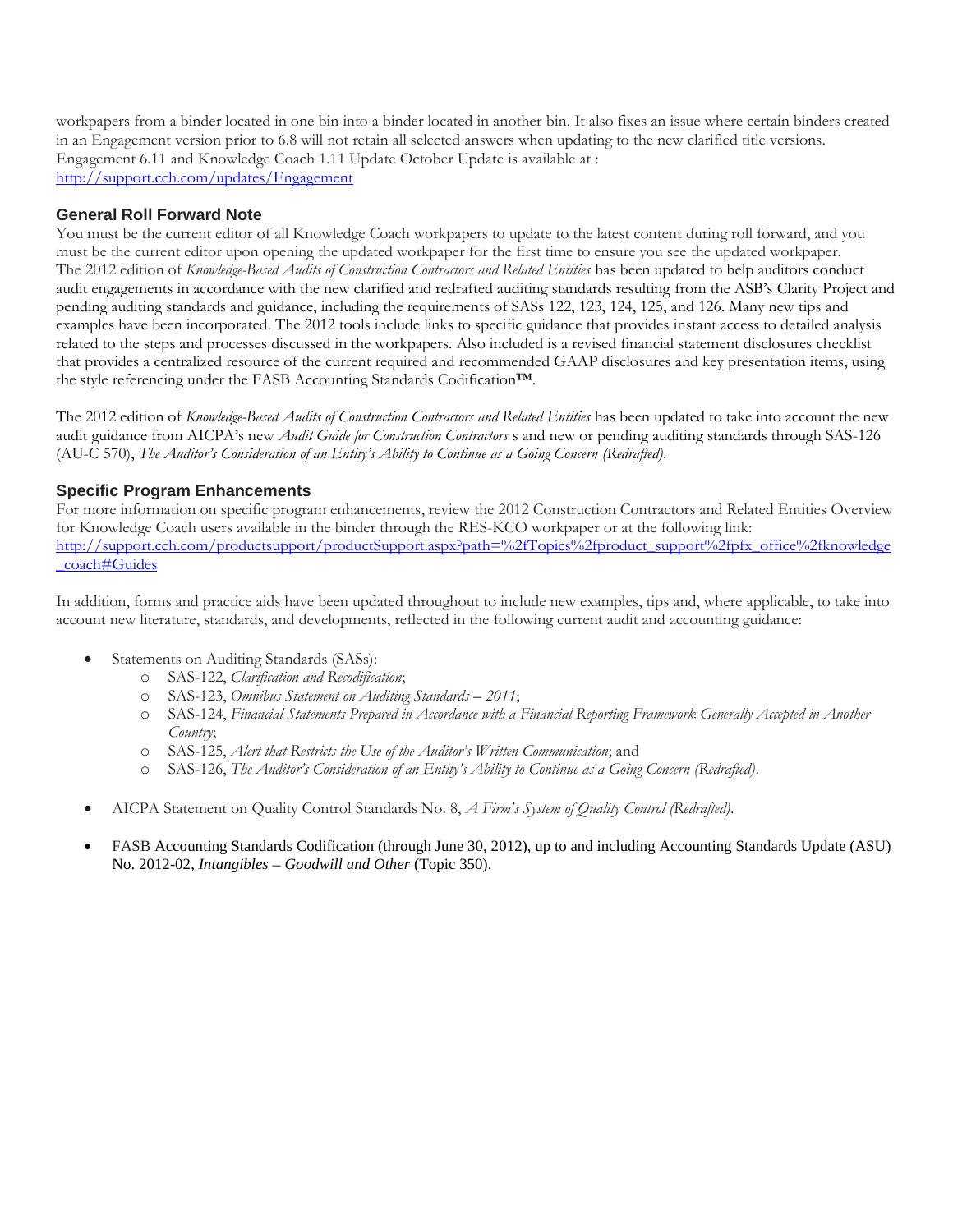workpapers from a binder located in one bin into a binder located in another bin. It also fixes an issue where certain binders created in an Engagement version prior to 6.8 will not retain all selected answers when updating to the new clarified title versions.
Engagement 6.11 and Knowledge Coach 1.11 Update October Update is available at :
http://support.cch.com/updates/Engagement

### General Roll Forward Note

You must be the current editor of all Knowledge Coach workpapers to update to the latest content during roll forward, and you must be the current editor upon opening the updated workpaper for the first time to ensure you see the updated workpaper.
The 2012 edition of *Knowledge-Based Audits of Construction Contractors and Related Entities* has been updated to help auditors conduct audit engagements in accordance with the new clarified and redrafted auditing standards resulting from the ASB's Clarity Project and pending auditing standards and guidance, including the requirements of SASs 122, 123, 124, 125, and 126. Many new tips and examples have been incorporated. The 2012 tools include links to specific guidance that provides instant access to detailed analysis related to the steps and processes discussed in the workpapers. Also included is a revised financial statement disclosures checklist that provides a centralized resource of the current required and recommended GAAP disclosures and key presentation items, using the style referencing under the FASB Accounting Standards Codification™.

The 2012 edition of *Knowledge-Based Audits of Construction Contractors and Related Entities* has been updated to take into account the new audit guidance from AICPA's new *Audit Guide for Construction Contractors* s and new or pending auditing standards through SAS-126 (AU-C 570), *The Auditor's Consideration of an Entity's Ability to Continue as a Going Concern (Redrafted)*.

### Specific Program Enhancements

For more information on specific program enhancements, review the 2012 Construction Contractors and Related Entities Overview for Knowledge Coach users available in the binder through the RES-KCO workpaper or at the following link:
http://support.cch.com/productsupport/productSupport.aspx?path=%2fTopics%2fproduct_support%2fpfx_office%2fknowledge_coach#Guides

In addition, forms and practice aids have been updated throughout to include new examples, tips and, where applicable, to take into account new literature, standards, and developments, reflected in the following current audit and accounting guidance:

- Statements on Auditing Standards (SASs):
    - SAS-122, *Clarification and Recodification*;
    - SAS-123, *Omnibus Statement on Auditing Standards – 2011*;
    - SAS-124, *Financial Statements Prepared in Accordance with a Financial Reporting Framework Generally Accepted in Another Country*;
    - SAS-125, *Alert that Restricts the Use of the Auditor's Written Communication*; and
    - SAS-126, *The Auditor's Consideration of an Entity's Ability to Continue as a Going Concern (Redrafted)*.
- AICPA Statement on Quality Control Standards No. 8, *A Firm's System of Quality Control (Redrafted)*.
- FASB Accounting Standards Codification (through June 30, 2012), up to and including Accounting Standards Update (ASU) No. 2012-02, *Intangibles – Goodwill and Other* (Topic 350).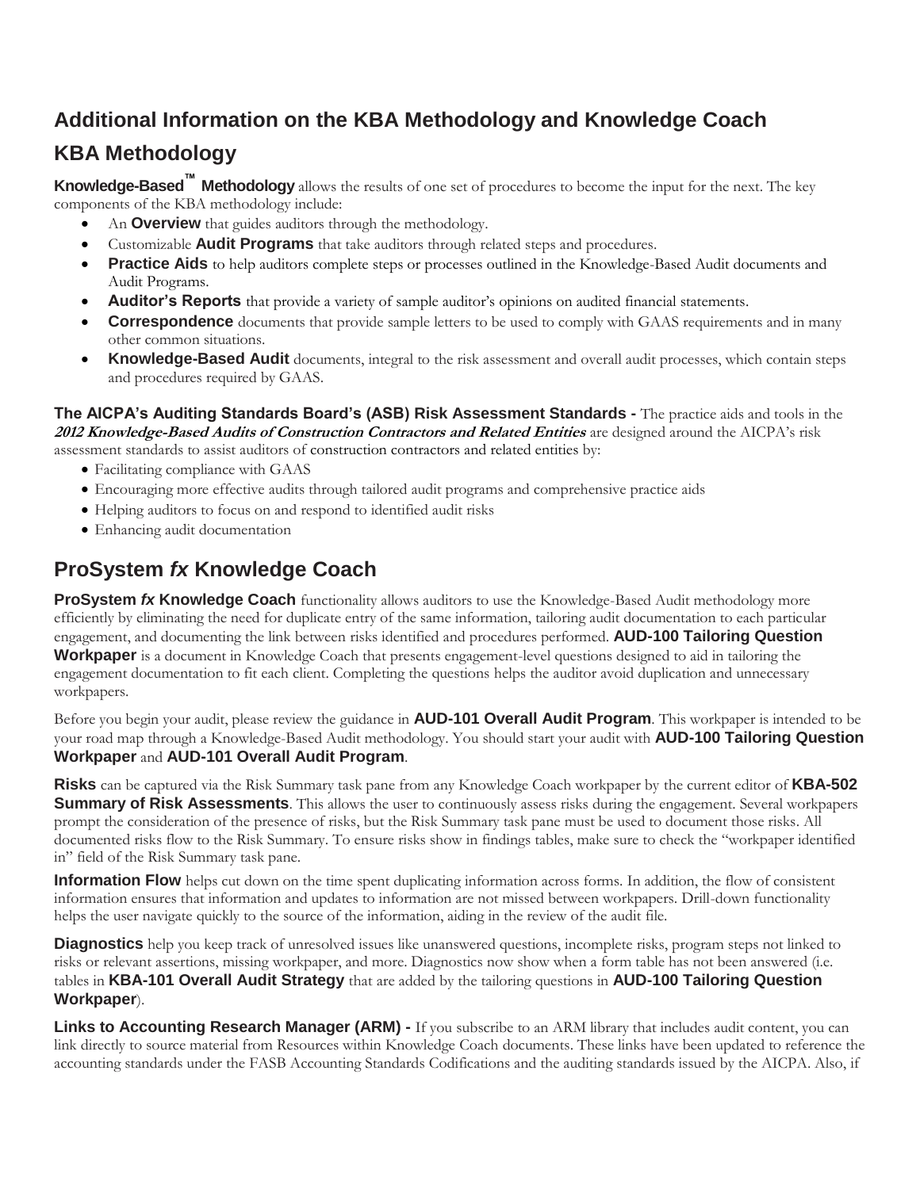# Additional Information on the KBA Methodology and Knowledge Coach

## KBA Methodology

**Knowledge-Based™ Methodology** allows the results of one set of procedures to become the input for the next. The key components of the KBA methodology include:

- An **Overview** that guides auditors through the methodology.
- Customizable **Audit Programs** that take auditors through related steps and procedures.
- **Practice Aids** to help auditors complete steps or processes outlined in the Knowledge-Based Audit documents and Audit Programs.
- **Auditor's Reports** that provide a variety of sample auditor's opinions on audited financial statements.
- **Correspondence** documents that provide sample letters to be used to comply with GAAS requirements and in many other common situations.
- **Knowledge-Based Audit** documents, integral to the risk assessment and overall audit processes, which contain steps and procedures required by GAAS.

**The AICPA's Auditing Standards Board's (ASB) Risk Assessment Standards -** The practice aids and tools in the ***2012 Knowledge-Based Audits of Construction Contractors and Related Entities*** are designed around the AICPA's risk assessment standards to assist auditors of construction contractors and related entities by:

- Facilitating compliance with GAAS
- Encouraging more effective audits through tailored audit programs and comprehensive practice aids
- Helping auditors to focus on and respond to identified audit risks
- Enhancing audit documentation

## ProSystem *fx* Knowledge Coach

**ProSystem *fx* Knowledge Coach** functionality allows auditors to use the Knowledge-Based Audit methodology more efficiently by eliminating the need for duplicate entry of the same information, tailoring audit documentation to each particular engagement, and documenting the link between risks identified and procedures performed. **AUD-100 Tailoring Question Workpaper** is a document in Knowledge Coach that presents engagement-level questions designed to aid in tailoring the engagement documentation to fit each client. Completing the questions helps the auditor avoid duplication and unnecessary workpapers.

Before you begin your audit, please review the guidance in **AUD-101 Overall Audit Program**. This workpaper is intended to be your road map through a Knowledge-Based Audit methodology. You should start your audit with **AUD-100 Tailoring Question Workpaper** and **AUD-101 Overall Audit Program**.

**Risks** can be captured via the Risk Summary task pane from any Knowledge Coach workpaper by the current editor of **KBA-502 Summary of Risk Assessments**. This allows the user to continuously assess risks during the engagement. Several workpapers prompt the consideration of the presence of risks, but the Risk Summary task pane must be used to document those risks. All documented risks flow to the Risk Summary. To ensure risks show in findings tables, make sure to check the "workpaper identified in" field of the Risk Summary task pane.

**Information Flow** helps cut down on the time spent duplicating information across forms. In addition, the flow of consistent information ensures that information and updates to information are not missed between workpapers. Drill-down functionality helps the user navigate quickly to the source of the information, aiding in the review of the audit file.

**Diagnostics** help you keep track of unresolved issues like unanswered questions, incomplete risks, program steps not linked to risks or relevant assertions, missing workpaper, and more. Diagnostics now show when a form table has not been answered (i.e. tables in **KBA-101 Overall Audit Strategy** that are added by the tailoring questions in **AUD-100 Tailoring Question Workpaper**).

**Links to Accounting Research Manager (ARM) -** If you subscribe to an ARM library that includes audit content, you can link directly to source material from Resources within Knowledge Coach documents. These links have been updated to reference the accounting standards under the FASB Accounting Standards Codifications and the auditing standards issued by the AICPA. Also, if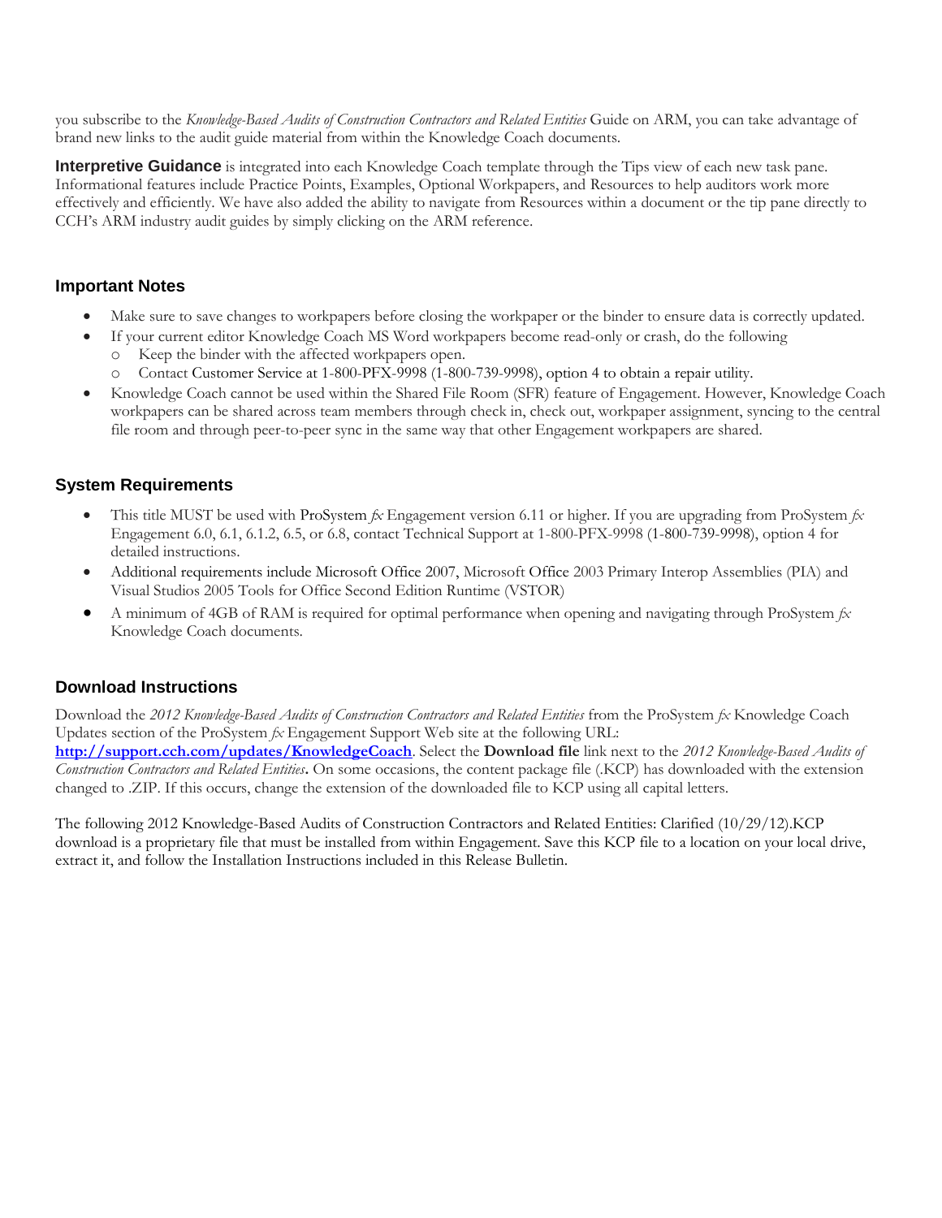you subscribe to the *Knowledge-Based Audits of Construction Contractors and Related Entities* Guide on ARM, you can take advantage of brand new links to the audit guide material from within the Knowledge Coach documents.

**Interpretive Guidance** is integrated into each Knowledge Coach template through the Tips view of each new task pane. Informational features include Practice Points, Examples, Optional Workpapers, and Resources to help auditors work more effectively and efficiently. We have also added the ability to navigate from Resources within a document or the tip pane directly to CCH's ARM industry audit guides by simply clicking on the ARM reference.

## Important Notes

- Make sure to save changes to workpapers before closing the workpaper or the binder to ensure data is correctly updated.
- If your current editor Knowledge Coach MS Word workpapers become read-only or crash, do the following
  - Keep the binder with the affected workpapers open.
  - Contact Customer Service at 1-800-PFX-9998 (1-800-739-9998), option 4 to obtain a repair utility.
- Knowledge Coach cannot be used within the Shared File Room (SFR) feature of Engagement. However, Knowledge Coach workpapers can be shared across team members through check in, check out, workpaper assignment, syncing to the central file room and through peer-to-peer sync in the same way that other Engagement workpapers are shared.

## System Requirements

- This title MUST be used with ProSystem *fx* Engagement version 6.11 or higher. If you are upgrading from ProSystem *fx* Engagement 6.0, 6.1, 6.1.2, 6.5, or 6.8, contact Technical Support at 1-800-PFX-9998 (1-800-739-9998), option 4 for detailed instructions.
- Additional requirements include Microsoft Office 2007, Microsoft Office 2003 Primary Interop Assemblies (PIA) and Visual Studios 2005 Tools for Office Second Edition Runtime (VSTOR)
- A minimum of 4GB of RAM is required for optimal performance when opening and navigating through ProSystem *fx* Knowledge Coach documents.

## Download Instructions

Download the *2012 Knowledge-Based Audits of Construction Contractors and Related Entities* from the ProSystem *fx* Knowledge Coach Updates section of the ProSystem *fx* Engagement Support Web site at the following URL: **[http://support.cch.com/updates/KnowledgeCoach](http://support.cch.com/updates/KnowledgeCoach)**. Select the **Download file** link next to the *2012 Knowledge-Based Audits of Construction Contractors and Related Entities***.** On some occasions, the content package file (.KCP) has downloaded with the extension changed to .ZIP. If this occurs, change the extension of the downloaded file to KCP using all capital letters.

The following 2012 Knowledge-Based Audits of Construction Contractors and Related Entities: Clarified (10/29/12).KCP download is a proprietary file that must be installed from within Engagement. Save this KCP file to a location on your local drive, extract it, and follow the Installation Instructions included in this Release Bulletin.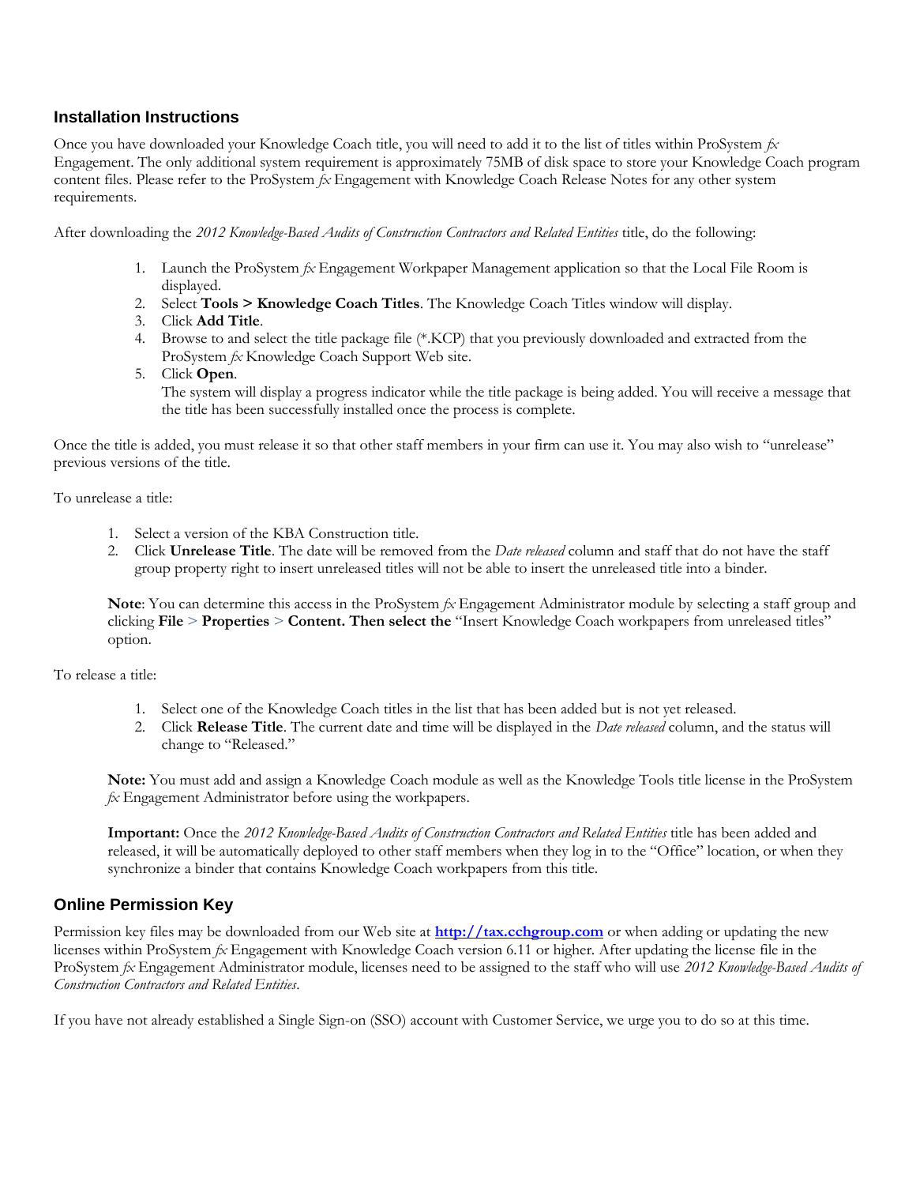## Installation Instructions

Once you have downloaded your Knowledge Coach title, you will need to add it to the list of titles within ProSystem *fx* Engagement. The only additional system requirement is approximately 75MB of disk space to store your Knowledge Coach program content files. Please refer to the ProSystem *fx* Engagement with Knowledge Coach Release Notes for any other system requirements.

After downloading the *2012 Knowledge-Based Audits of Construction Contractors and Related Entities* title, do the following:

1. Launch the ProSystem *fx* Engagement Workpaper Management application so that the Local File Room is displayed.
2. Select **Tools > Knowledge Coach Titles**. The Knowledge Coach Titles window will display.
3. Click **Add Title**.
4. Browse to and select the title package file (*.KCP) that you previously downloaded and extracted from the ProSystem *fx* Knowledge Coach Support Web site.
5. Click **Open**.
   The system will display a progress indicator while the title package is being added. You will receive a message that the title has been successfully installed once the process is complete.

Once the title is added, you must release it so that other staff members in your firm can use it. You may also wish to "unrelease" previous versions of the title.

To unrelease a title:

1. Select a version of the KBA Construction title.
2. Click **Unrelease Title**. The date will be removed from the *Date released* column and staff that do not have the staff group property right to insert unreleased titles will not be able to insert the unreleased title into a binder.

**Note**: You can determine this access in the ProSystem *fx* Engagement Administrator module by selecting a staff group and clicking **File** > **Properties** > **Content. Then select the** "Insert Knowledge Coach workpapers from unreleased titles" option.

To release a title:

1. Select one of the Knowledge Coach titles in the list that has been added but is not yet released.
2. Click **Release Title**. The current date and time will be displayed in the *Date released* column, and the status will change to "Released."

**Note:** You must add and assign a Knowledge Coach module as well as the Knowledge Tools title license in the ProSystem *fx* Engagement Administrator before using the workpapers.

**Important:** Once the *2012 Knowledge-Based Audits of Construction Contractors and Related Entities* title has been added and released, it will be automatically deployed to other staff members when they log in to the "Office" location, or when they synchronize a binder that contains Knowledge Coach workpapers from this title.

## Online Permission Key

Permission key files may be downloaded from our Web site at **http://tax.cchgroup.com** or when adding or updating the new licenses within ProSystem *fx* Engagement with Knowledge Coach version 6.11 or higher. After updating the license file in the ProSystem *fx* Engagement Administrator module, licenses need to be assigned to the staff who will use *2012 Knowledge-Based Audits of Construction Contractors and Related Entities*.

If you have not already established a Single Sign-on (SSO) account with Customer Service, we urge you to do so at this time.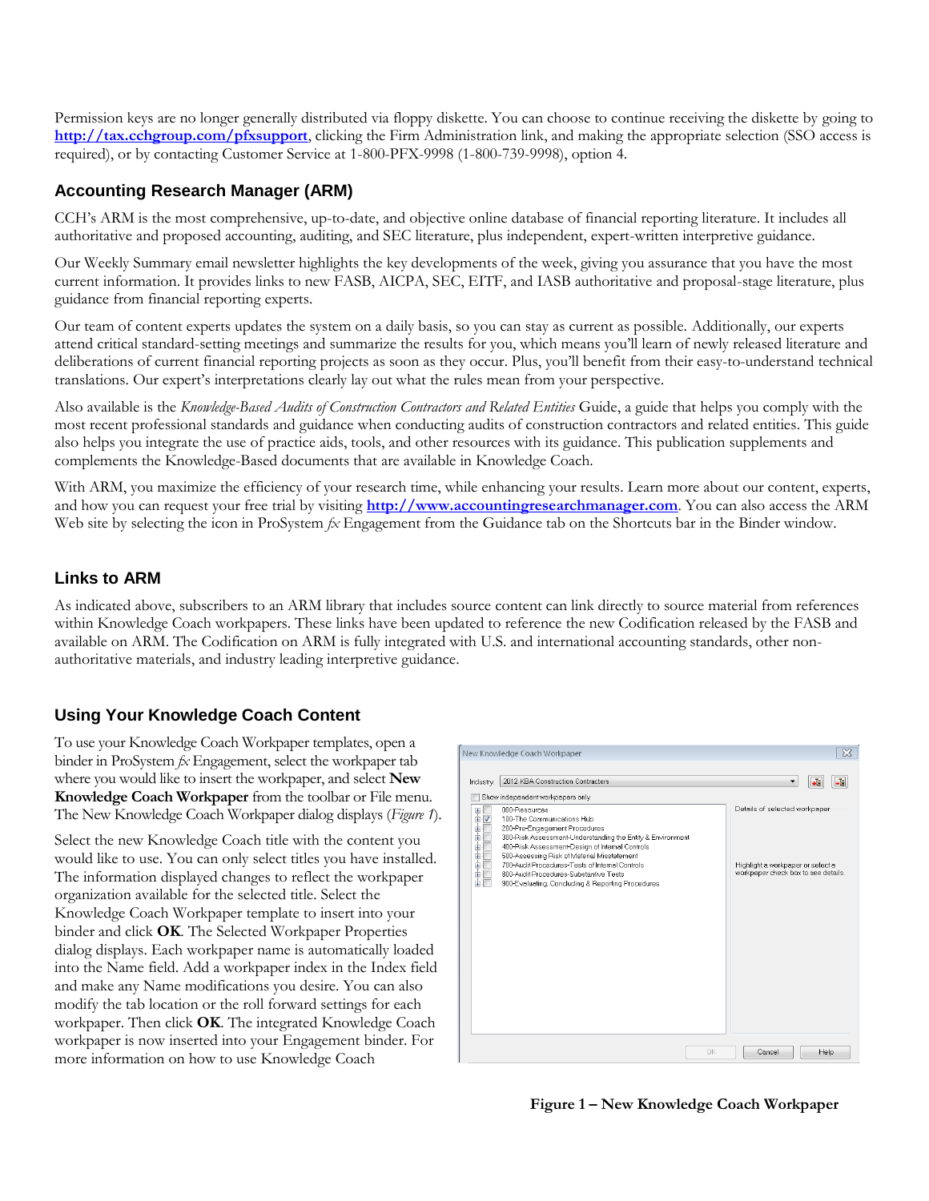Permission keys are no longer generally distributed via floppy diskette. You can choose to continue receiving the diskette by going to **http://tax.cchgroup.com/pfxsupport**, clicking the Firm Administration link, and making the appropriate selection (SSO access is required), or by contacting Customer Service at 1-800-PFX-9998 (1-800-739-9998), option 4.

## Accounting Research Manager (ARM)

CCH's ARM is the most comprehensive, up-to-date, and objective online database of financial reporting literature. It includes all authoritative and proposed accounting, auditing, and SEC literature, plus independent, expert-written interpretive guidance.

Our Weekly Summary email newsletter highlights the key developments of the week, giving you assurance that you have the most current information. It provides links to new FASB, AICPA, SEC, EITF, and IASB authoritative and proposal-stage literature, plus guidance from financial reporting experts.

Our team of content experts updates the system on a daily basis, so you can stay as current as possible. Additionally, our experts attend critical standard-setting meetings and summarize the results for you, which means you'll learn of newly released literature and deliberations of current financial reporting projects as soon as they occur. Plus, you'll benefit from their easy-to-understand technical translations. Our expert's interpretations clearly lay out what the rules mean from your perspective.

Also available is the *Knowledge-Based Audits of Construction Contractors and Related Entities* Guide, a guide that helps you comply with the most recent professional standards and guidance when conducting audits of construction contractors and related entities. This guide also helps you integrate the use of practice aids, tools, and other resources with its guidance. This publication supplements and complements the Knowledge-Based documents that are available in Knowledge Coach.

With ARM, you maximize the efficiency of your research time, while enhancing your results. Learn more about our content, experts, and how you can request your free trial by visiting **http://www.accountingresearchmanager.com**. You can also access the ARM Web site by selecting the icon in ProSystem *fx* Engagement from the Guidance tab on the Shortcuts bar in the Binder window.

## Links to ARM

As indicated above, subscribers to an ARM library that includes source content can link directly to source material from references within Knowledge Coach workpapers. These links have been updated to reference the new Codification released by the FASB and available on ARM. The Codification on ARM is fully integrated with U.S. and international accounting standards, other non-authoritative materials, and industry leading interpretive guidance.

## Using Your Knowledge Coach Content

To use your Knowledge Coach Workpaper templates, open a binder in ProSystem *fx* Engagement, select the workpaper tab where you would like to insert the workpaper, and select **New Knowledge Coach Workpaper** from the toolbar or File menu. The New Knowledge Coach Workpaper dialog displays (*Figure 1*).

Select the new Knowledge Coach title with the content you would like to use. You can only select titles you have installed. The information displayed changes to reflect the workpaper organization available for the selected title. Select the Knowledge Coach Workpaper template to insert into your binder and click **OK**. The Selected Workpaper Properties dialog displays. Each workpaper name is automatically loaded into the Name field. Add a workpaper index in the Index field and make any Name modifications you desire. You can also modify the tab location or the roll forward settings for each workpaper. Then click **OK**. The integrated Knowledge Coach workpaper is now inserted into your Engagement binder. For more information on how to use Knowledge Coach

**Figure 1 – New Knowledge Coach Workpaper**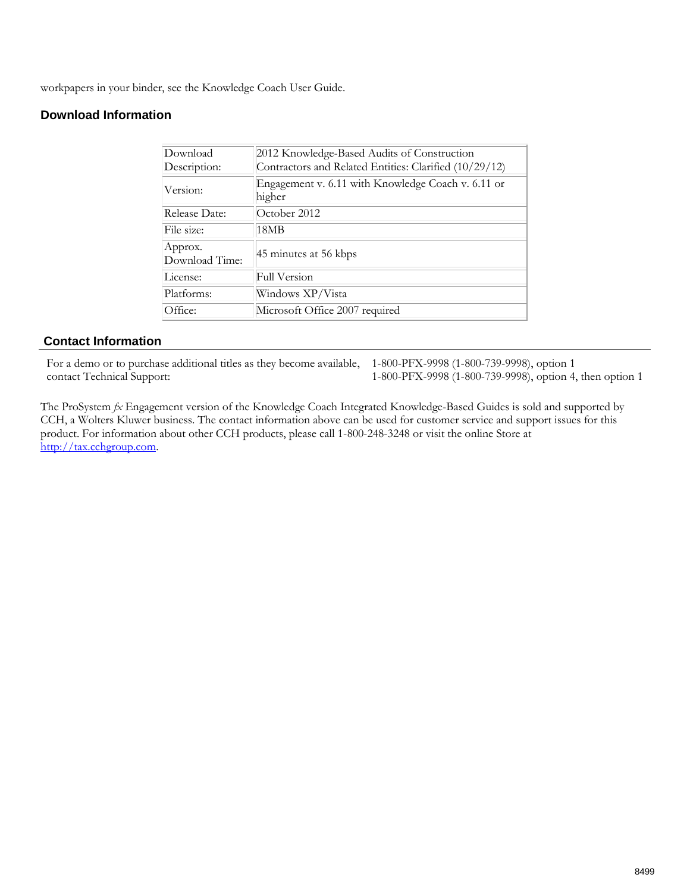workpapers in your binder, see the Knowledge Coach User Guide.

## Download Information

| | |
|---|---|
| Download Description: | 2012 Knowledge-Based Audits of Construction Contractors and Related Entities: Clarified (10/29/12) |
| Version: | Engagement v. 6.11 with Knowledge Coach v. 6.11 or higher |
| Release Date: | October 2012 |
| File size: | 18MB |
| Approx. Download Time: | 45 minutes at 56 kbps |
| License: | Full Version |
| Platforms: | Windows XP/Vista |
| Office: | Microsoft Office 2007 required |

## Contact Information

| | |
|---|---|
| For a demo or to purchase additional titles as they become available, | 1-800-PFX-9998 (1-800-739-9998), option 1 |
| contact Technical Support: | 1-800-PFX-9998 (1-800-739-9998), option 4, then option 1 |

The ProSystem *fx* Engagement version of the Knowledge Coach Integrated Knowledge-Based Guides is sold and supported by CCH, a Wolters Kluwer business. The contact information above can be used for customer service and support issues for this product. For information about other CCH products, please call 1-800-248-3248 or visit the online Store at [http://tax.cchgroup.com](http://tax.cchgroup.com).